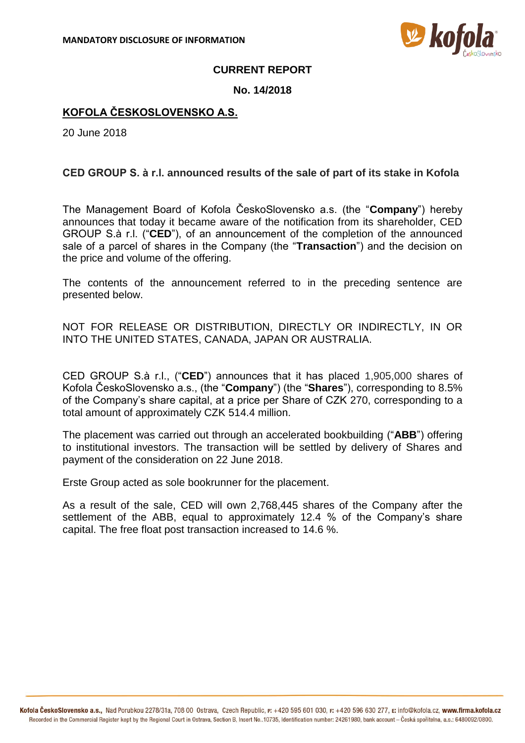**MANDATORY DISCLOSURE OF INFORMATION**

**CURRENT REPORT**

**No. 14/2018**

## KOFOLA ČESKOSLOVENSKO A.S.

20 June 2018

**CED GROUP S. à r.l. announced results of the sale of part of its stake in Kofola**

The Management Board of Kofola ČeskoSlovensko a.s. (the "**Company**") hereby announces that today it became aware of the notification from its shareholder, CED GROUP S.à r.l. ("**CED**"), of an announcement of the completion of the announced sale of a parcel of shares in the Company (the "**Transaction**") and the decision on the price and volume of the offering.

The contents of the announcement referred to in the preceding sentence are presented below.

NOT FOR RELEASE OR DISTRIBUTION, DIRECTLY OR INDIRECTLY, IN OR INTO THE UNITED STATES, CANADA, JAPAN OR AUSTRALIA.

CED GROUP S.à r.l., ("**CED**") announces that it has placed 1,905,000 shares of Kofola ČeskoSlovensko a.s., (the "**Company**") (the "**Shares**"), corresponding to 8.5% of the Company's share capital, at a price per Share of CZK 270, corresponding to a total amount of approximately CZK 514.4 million.

The placement was carried out through an accelerated bookbuilding ("**ABB**") offering to institutional investors. The transaction will be settled by delivery of Shares and payment of the consideration on 22 June 2018.

Erste Group acted as sole bookrunner for the placement.

As a result of the sale, CED will own 2,768,445 shares of the Company after the settlement of the ABB, equal to approximately 12.4 % of the Company's share capital. The free float post transaction increased to 14.6 %.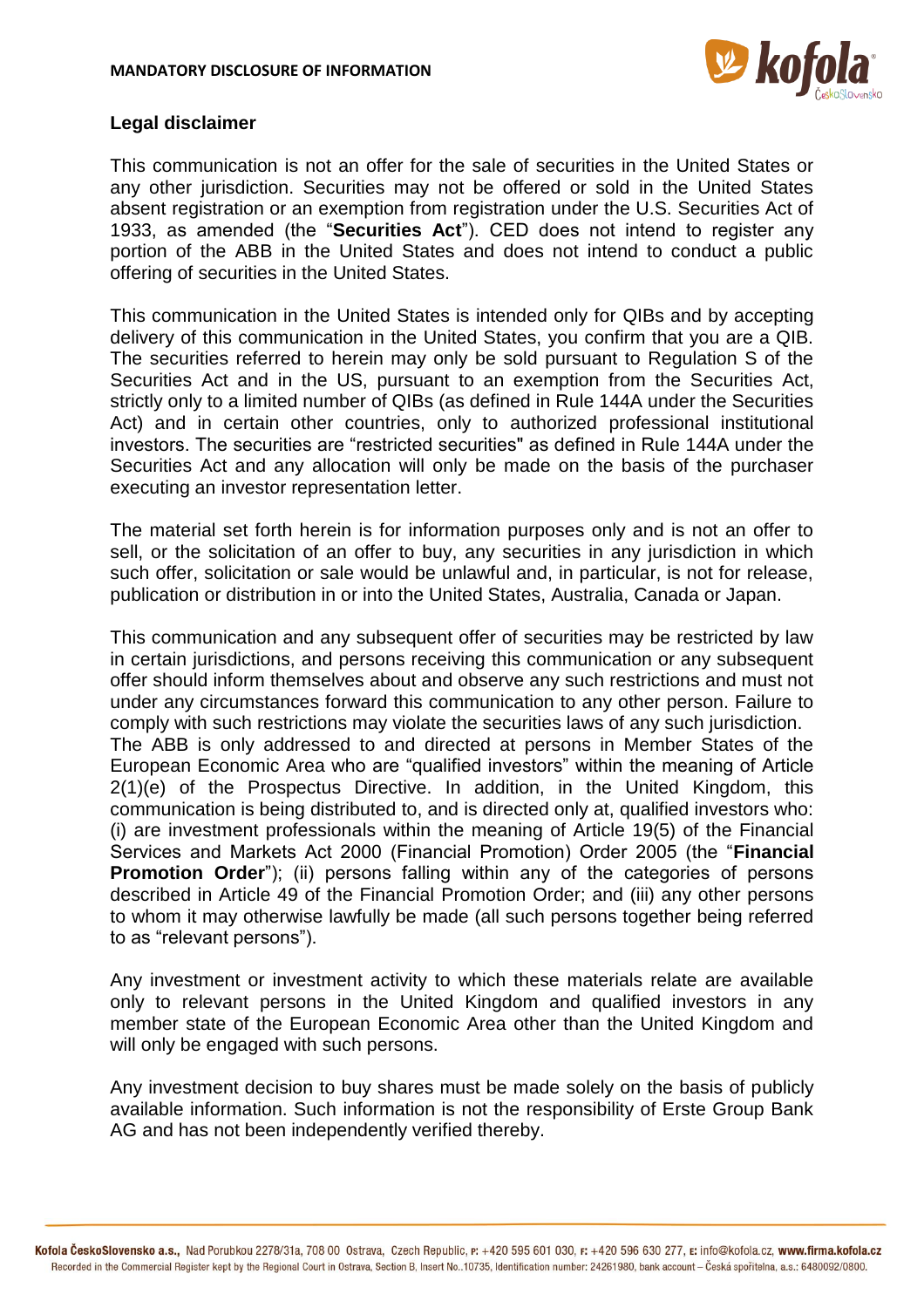## Legal disclaimer

This communication is not an offer for the sale of securities in the United States or any other jurisdiction. Securities may not be offered or sold in the United States absent registration or an exemption from registration under the U.S. Securities Act of 1933, as amended (the "**Securities Act**"). CED does not intend to register any portion of the ABB in the United States and does not intend to conduct a public offering of securities in the United States.

This communication in the United States is intended only for QIBs and by accepting delivery of this communication in the United States, you confirm that you are a QIB. The securities referred to herein may only be sold pursuant to Regulation S of the Securities Act and in the US, pursuant to an exemption from the Securities Act, strictly only to a limited number of QIBs (as defined in Rule 144A under the Securities Act) and in certain other countries, only to authorized professional institutional investors. The securities are "restricted securities" as defined in Rule 144A under the Securities Act and any allocation will only be made on the basis of the purchaser executing an investor representation letter.

The material set forth herein is for information purposes only and is not an offer to sell, or the solicitation of an offer to buy, any securities in any jurisdiction in which such offer, solicitation or sale would be unlawful and, in particular, is not for release, publication or distribution in or into the United States, Australia, Canada or Japan.

This communication and any subsequent offer of securities may be restricted by law in certain jurisdictions, and persons receiving this communication or any subsequent offer should inform themselves about and observe any such restrictions and must not under any circumstances forward this communication to any other person. Failure to comply with such restrictions may violate the securities laws of any such jurisdiction.
The ABB is only addressed to and directed at persons in Member States of the European Economic Area who are "qualified investors" within the meaning of Article 2(1)(e) of the Prospectus Directive. In addition, in the United Kingdom, this communication is being distributed to, and is directed only at, qualified investors who: (i) are investment professionals within the meaning of Article 19(5) of the Financial Services and Markets Act 2000 (Financial Promotion) Order 2005 (the "**Financial Promotion Order**"); (ii) persons falling within any of the categories of persons described in Article 49 of the Financial Promotion Order; and (iii) any other persons to whom it may otherwise lawfully be made (all such persons together being referred to as "relevant persons").

Any investment or investment activity to which these materials relate are available only to relevant persons in the United Kingdom and qualified investors in any member state of the European Economic Area other than the United Kingdom and will only be engaged with such persons.

Any investment decision to buy shares must be made solely on the basis of publicly available information. Such information is not the responsibility of Erste Group Bank AG and has not been independently verified thereby.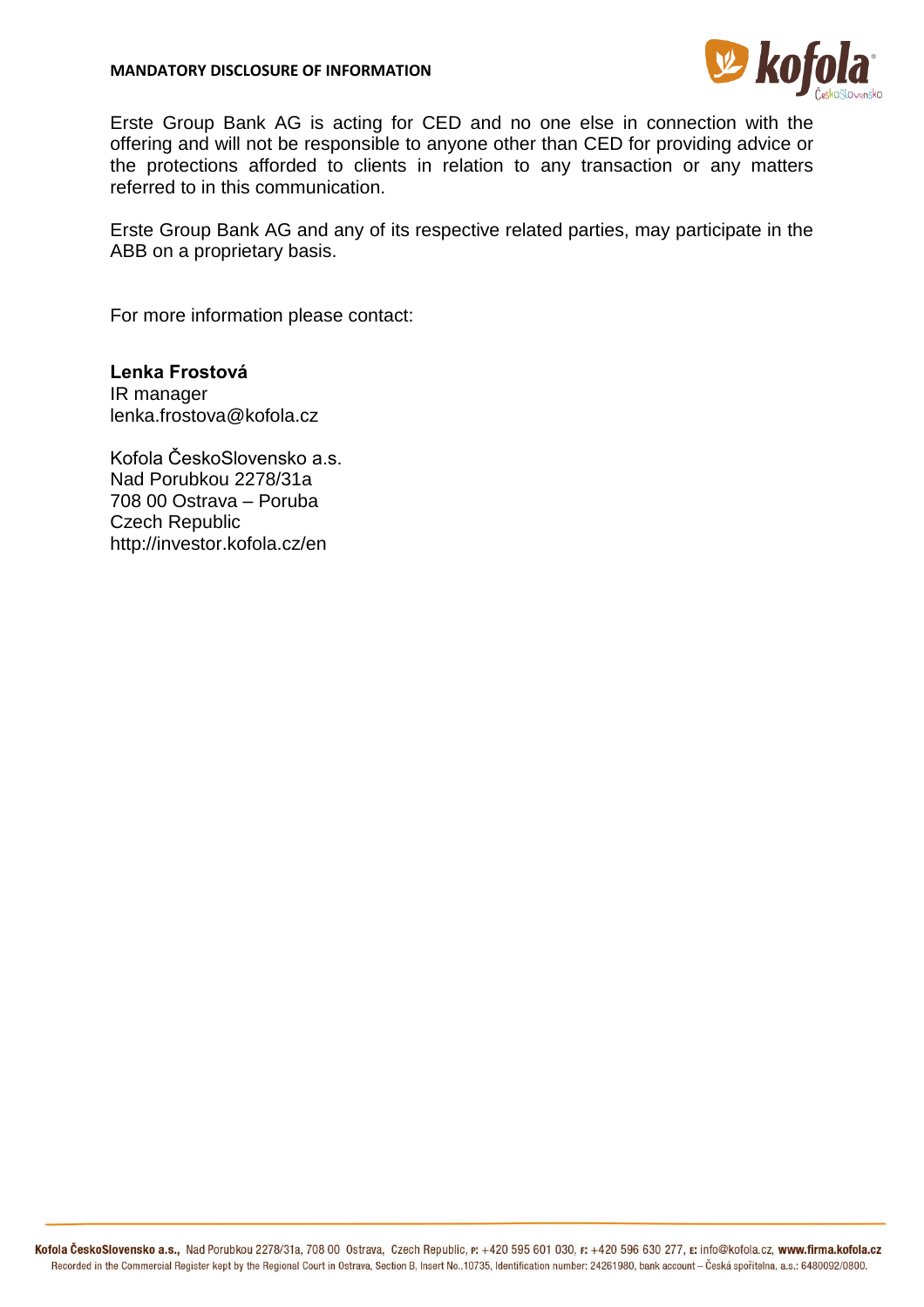Erste Group Bank AG is acting for CED and no one else in connection with the offering and will not be responsible to anyone other than CED for providing advice or the protections afforded to clients in relation to any transaction or any matters referred to in this communication.

Erste Group Bank AG and any of its respective related parties, may participate in the ABB on a proprietary basis.

For more information please contact:

**Lenka Frostová**
IR manager
lenka.frostova@kofola.cz

Kofola ČeskoSlovensko a.s.
Nad Porubkou 2278/31a
708 00 Ostrava – Poruba
Czech Republic
http://investor.kofola.cz/en